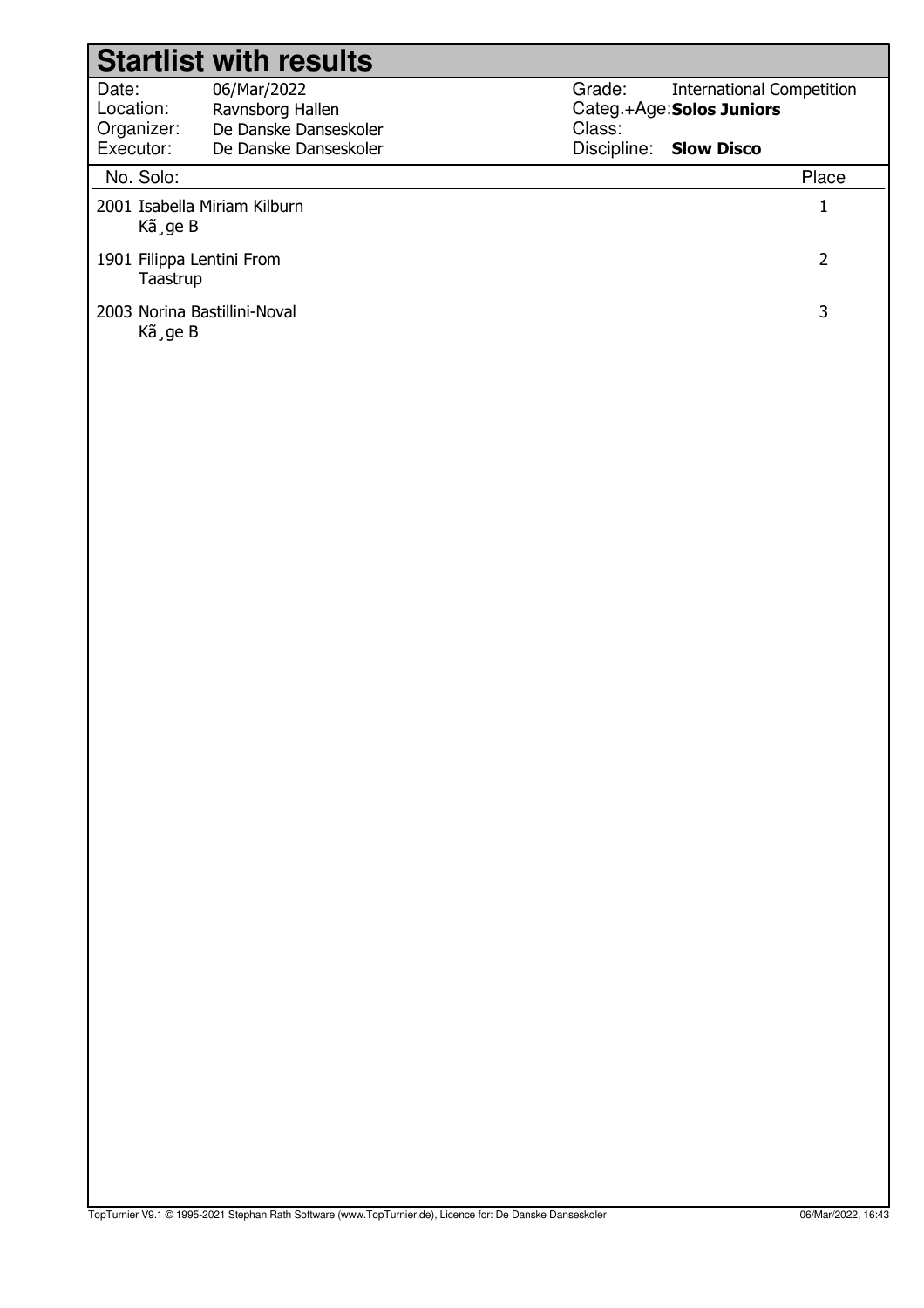# Startlist with results

| | | | |
|---|---|---|---|
| Date: | 06/Mar/2022 | Grade: | International Competition |
| Location: | Ravnsborg Hallen | Categ.+Age: | **Solos Juniors** |
| Organizer: | De Danske Danseskoler | Class: | |
| Executor: | De Danske Danseskoler | Discipline: | **Slow Disco** |

| No. Solo: | Place |
|---|---|
| 2001 Isabella Miriam Kilburn<br>Kã¸ge B | 1 |
| 1901 Filippa Lentini From<br>Taastrup | 2 |
| 2003 Norina Bastillini-Noval<br>Kã¸ge B | 3 |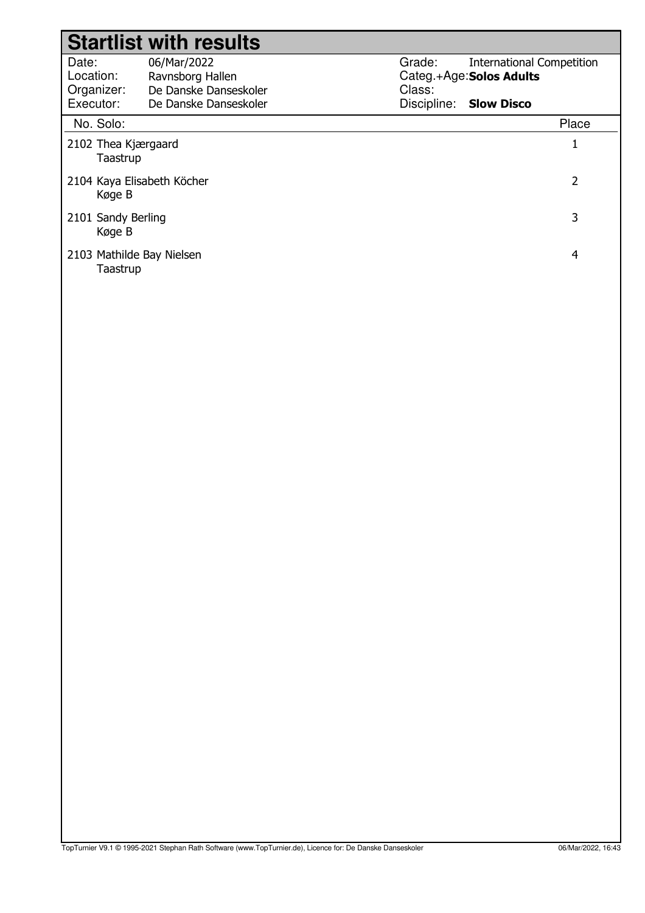# Startlist with results

| | | | |
|---|---|---|---|
| Date: | 06/Mar/2022 | Grade: | International Competition |
| Location: | Ravnsborg Hallen | Categ.+Age: | **Solos Adults** |
| Organizer: | De Danske Danseskoler | Class: | |
| Executor: | De Danske Danseskoler | Discipline: | **Slow Disco** |

| No. | Solo: | Place |
|---|---|---|
| 2102 | Thea Kjærgaard<br>Taastrup | 1 |
| 2104 | Kaya Elisabeth Köcher<br>Køge B | 2 |
| 2101 | Sandy Berling<br>Køge B | 3 |
| 2103 | Mathilde Bay Nielsen<br>Taastrup | 4 |

TopTurnier V9.1 © 1995-2021 Stephan Rath Software (www.TopTurnier.de), Licence for: De Danske Danseskoler — 06/Mar/2022, 16:43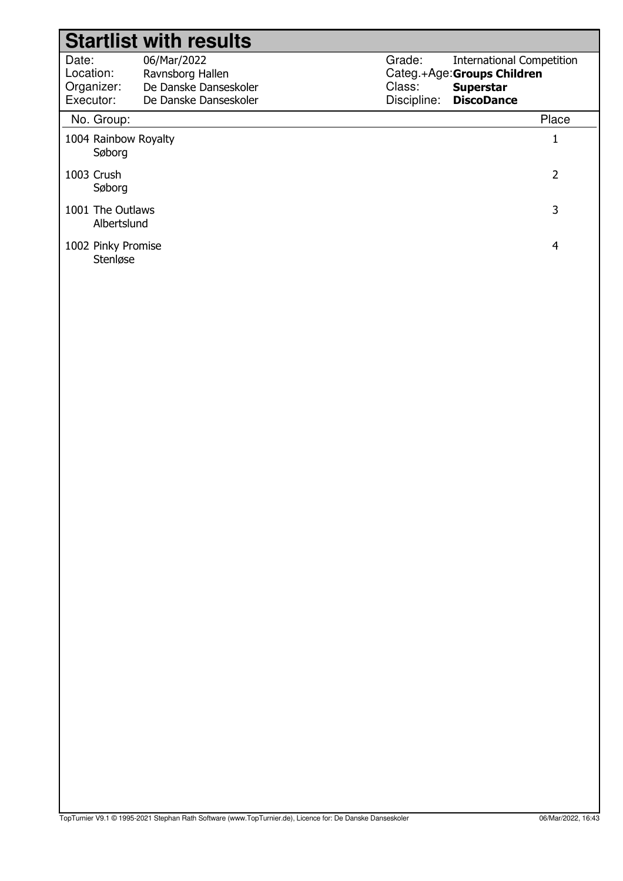# Startlist with results

| | | | |
|---|---|---|---|
| Date: | 06/Mar/2022 | Grade: | International Competition |
| Location: | Ravnsborg Hallen | Categ.+Age: | **Groups Children** |
| Organizer: | De Danske Danseskoler | Class: | **Superstar** |
| Executor: | De Danske Danseskoler | Discipline: | **DiscoDance** |

| No. | Group: | Place |
|---|---|---|
| 1004 | Rainbow Royalty<br>Søborg | 1 |
| 1003 | Crush<br>Søborg | 2 |
| 1001 | The Outlaws<br>Albertslund | 3 |
| 1002 | Pinky Promise<br>Stenløse | 4 |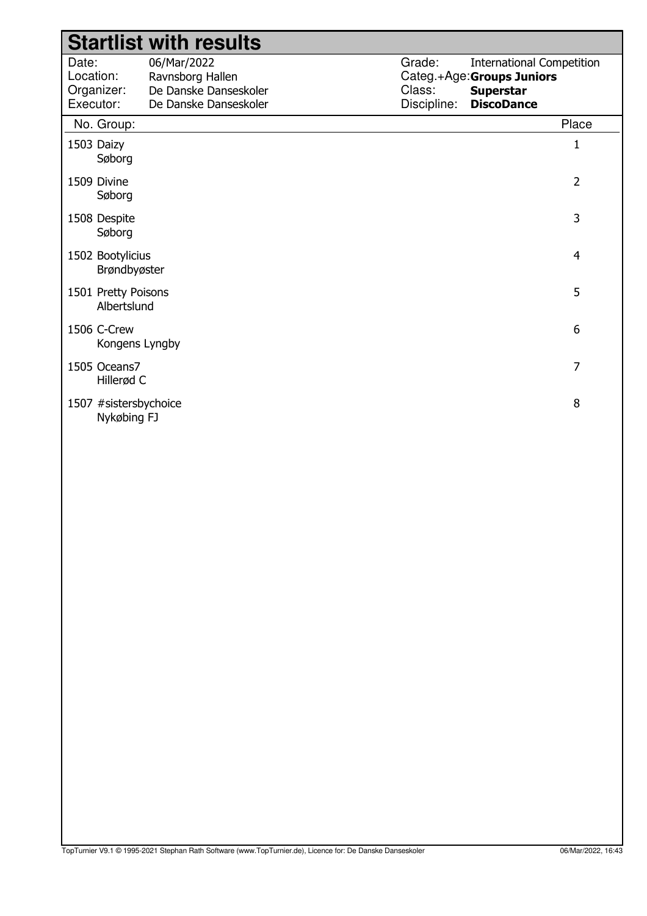# Startlist with results

| | | | |
|---|---|---|---|
| Date: | 06/Mar/2022 | Grade: | International Competition |
| Location: | Ravnsborg Hallen | Categ.+Age: | **Groups Juniors** |
| Organizer: | De Danske Danseskoler | Class: | **Superstar** |
| Executor: | De Danske Danseskoler | Discipline: | **DiscoDance** |

| No. | Group: | Place |
|---|---|---|
| 1503 | Daizy<br>Søborg | 1 |
| 1509 | Divine<br>Søborg | 2 |
| 1508 | Despite<br>Søborg | 3 |
| 1502 | Bootylicius<br>Brøndbyøster | 4 |
| 1501 | Pretty Poisons<br>Albertslund | 5 |
| 1506 | C-Crew<br>Kongens Lyngby | 6 |
| 1505 | Oceans7<br>Hillerød C | 7 |
| 1507 | #sistersbychoice<br>Nykøbing FJ | 8 |

TopTurnier V9.1 © 1995-2021 Stephan Rath Software (www.TopTurnier.de), Licence for: De Danske Danseskoler 06/Mar/2022, 16:43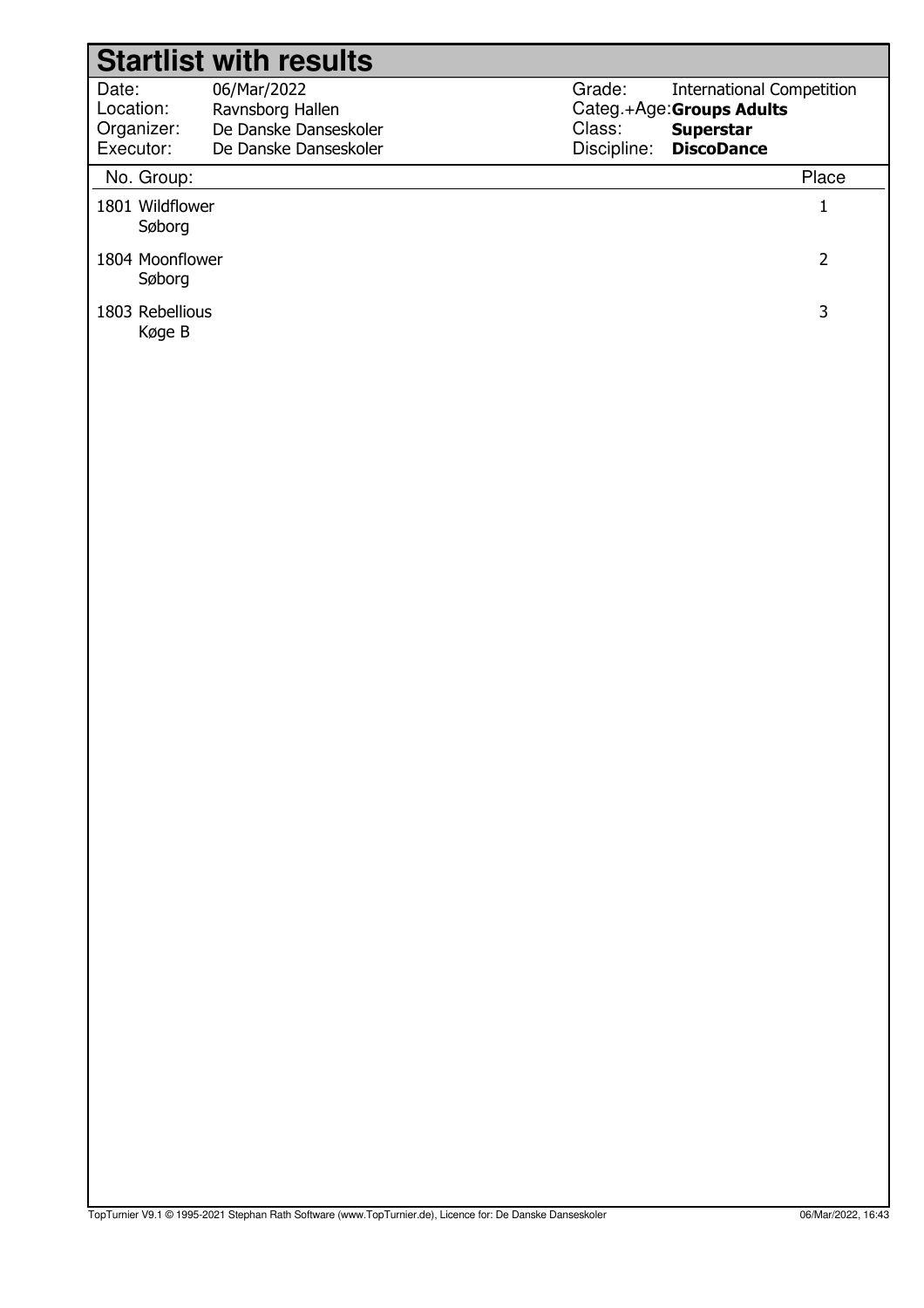# Startlist with results

| | | | |
|---|---|---|---|
| Date: | 06/Mar/2022 | Grade: | International Competition |
| Location: | Ravnsborg Hallen | Categ.+Age: | **Groups Adults** |
| Organizer: | De Danske Danseskoler | Class: | **Superstar** |
| Executor: | De Danske Danseskoler | Discipline: | **DiscoDance** |

| No. | Group: | Place |
|---|---|---|
| 1801 | Wildflower<br>Søborg | 1 |
| 1804 | Moonflower<br>Søborg | 2 |
| 1803 | Rebellious<br>Køge B | 3 |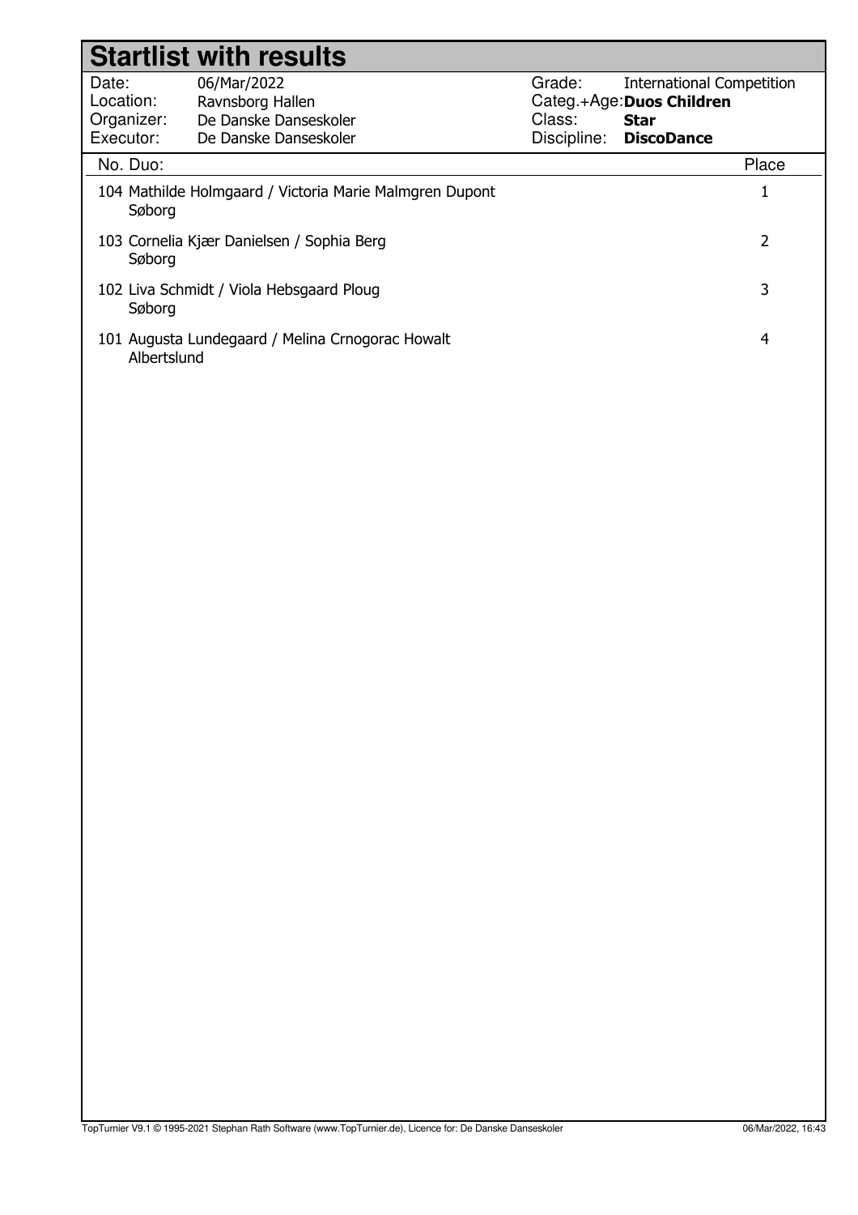# Startlist with results

| | | | |
|---|---|---|---|
| Date: | 06/Mar/2022 | Grade: | International Competition |
| Location: | Ravnsborg Hallen | Categ.+Age: | **Duos Children** |
| Organizer: | De Danske Danseskoler | Class: | **Star** |
| Executor: | De Danske Danseskoler | Discipline: | **DiscoDance** |

| No. | Duo: | Place |
|---|---|---|
| 104 | Mathilde Holmgaard / Victoria Marie Malmgren Dupont<br>Søborg | 1 |
| 103 | Cornelia Kjær Danielsen / Sophia Berg<br>Søborg | 2 |
| 102 | Liva Schmidt / Viola Hebsgaard Ploug<br>Søborg | 3 |
| 101 | Augusta Lundegaard / Melina Crnogorac Howalt<br>Albertslund | 4 |

TopTurnier V9.1 © 1995-2021 Stephan Rath Software (www.TopTurnier.de), Licence for: De Danske Danseskoler — 06/Mar/2022, 16:43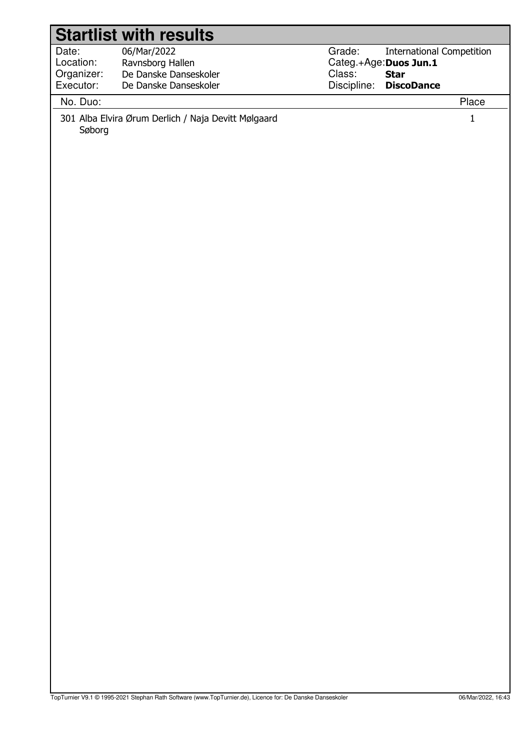# Startlist with results

| | | | |
|---|---|---|---|
| Date: | 06/Mar/2022 | Grade: | International Competition |
| Location: | Ravnsborg Hallen | Categ.+Age: | **Duos Jun.1** |
| Organizer: | De Danske Danseskoler | Class: | **Star** |
| Executor: | De Danske Danseskoler | Discipline: | **DiscoDance** |

| No. | Duo: | Place |
|---|---|---|
| 301 | Alba Elvira Ørum Derlich / Naja Devitt Mølgaard<br>Søborg | 1 |

TopTurnier V9.1 © 1995-2021 Stephan Rath Software (www.TopTurnier.de), Licence for: De Danske Danseskoler 06/Mar/2022, 16:43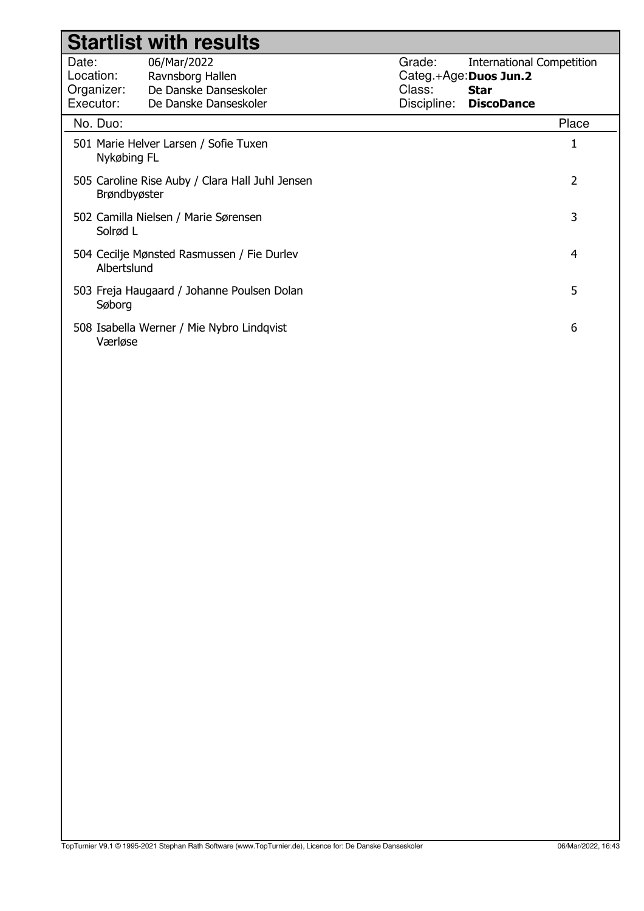# Startlist with results

| | | | |
|---|---|---|---|
| Date: | 06/Mar/2022 | Grade: | International Competition |
| Location: | Ravnsborg Hallen | Categ.+Age: | **Duos Jun.2** |
| Organizer: | De Danske Danseskoler | Class: | **Star** |
| Executor: | De Danske Danseskoler | Discipline: | **DiscoDance** |

| No. | Duo: | Place |
|---|---|---|
| 501 | Marie Helver Larsen / Sofie Tuxen<br>Nykøbing FL | 1 |
| 505 | Caroline Rise Auby / Clara Hall Juhl Jensen<br>Brøndbyøster | 2 |
| 502 | Camilla Nielsen / Marie Sørensen<br>Solrød L | 3 |
| 504 | Cecilje Mønsted Rasmussen / Fie Durlev<br>Albertslund | 4 |
| 503 | Freja Haugaard / Johanne Poulsen Dolan<br>Søborg | 5 |
| 508 | Isabella Werner / Mie Nybro Lindqvist<br>Værløse | 6 |

TopTurnier V9.1 © 1995-2021 Stephan Rath Software (www.TopTurnier.de), Licence for: De Danske Danseskoler 06/Mar/2022, 16:43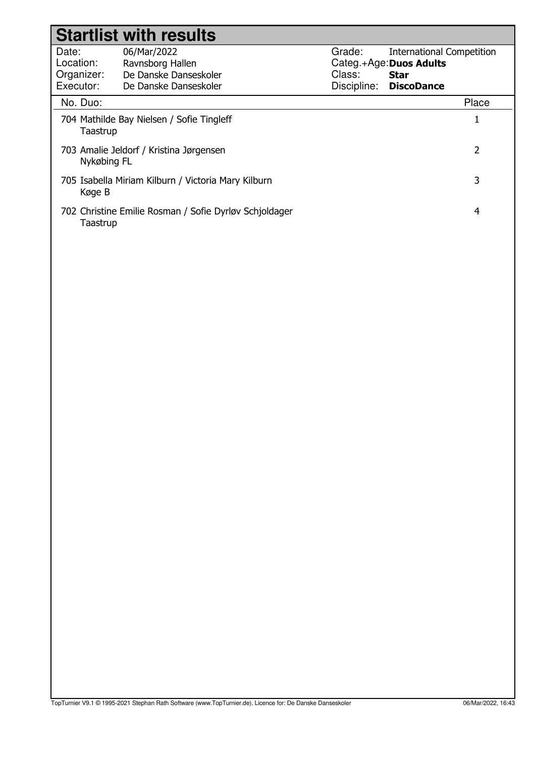# Startlist with results

| | | | |
|---|---|---|---|
| Date: | 06/Mar/2022 | Grade: | International Competition |
| Location: | Ravnsborg Hallen | Categ.+Age: | **Duos Adults** |
| Organizer: | De Danske Danseskoler | Class: | **Star** |
| Executor: | De Danske Danseskoler | Discipline: | **DiscoDance** |

| No. | Duo: | Place |
|---|---|---|
| 704 | Mathilde Bay Nielsen / Sofie Tingleff<br>Taastrup | 1 |
| 703 | Amalie Jeldorf / Kristina Jørgensen<br>Nykøbing FL | 2 |
| 705 | Isabella Miriam Kilburn / Victoria Mary Kilburn<br>Køge B | 3 |
| 702 | Christine Emilie Rosman / Sofie Dyrløv Schjoldager<br>Taastrup | 4 |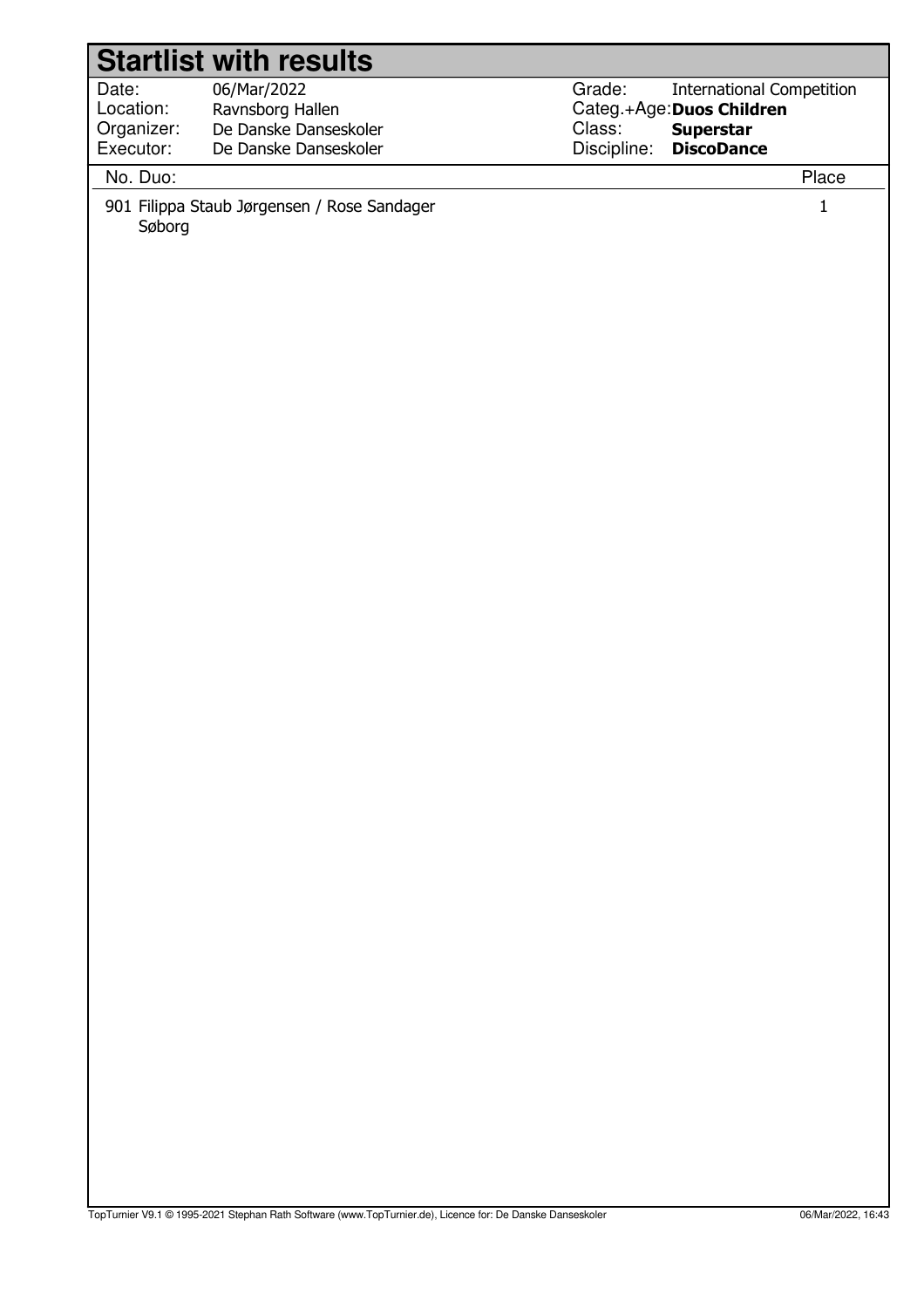# Startlist with results

| | | | |
|---|---|---|---|
| Date: | 06/Mar/2022 | Grade: | International Competition |
| Location: | Ravnsborg Hallen | Categ.+Age: | **Duos Children** |
| Organizer: | De Danske Danseskoler | Class: | **Superstar** |
| Executor: | De Danske Danseskoler | Discipline: | **DiscoDance** |

| No. Duo: | Place |
|---|---|
| 901 Filippa Staub Jørgensen / Rose Sandager<br>Søborg | 1 |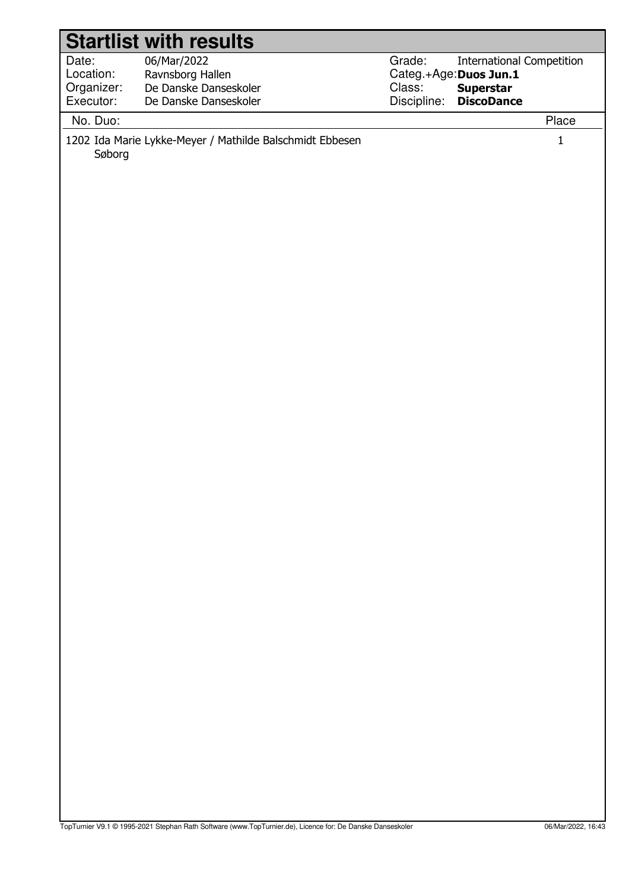# Startlist with results

| | | | |
|---|---|---|---|
| Date: | 06/Mar/2022 | Grade: | International Competition |
| Location: | Ravnsborg Hallen | Categ.+Age: | **Duos Jun.1** |
| Organizer: | De Danske Danseskoler | Class: | **Superstar** |
| Executor: | De Danske Danseskoler | Discipline: | **DiscoDance** |

| No. Duo: | Place |
|---|---|
| 1202 Ida Marie Lykke-Meyer / Mathilde Balschmidt Ebbesen<br>Søborg | 1 |

TopTurnier V9.1 © 1995-2021 Stephan Rath Software (www.TopTurnier.de), Licence for: De Danske Danseskoler 06/Mar/2022, 16:43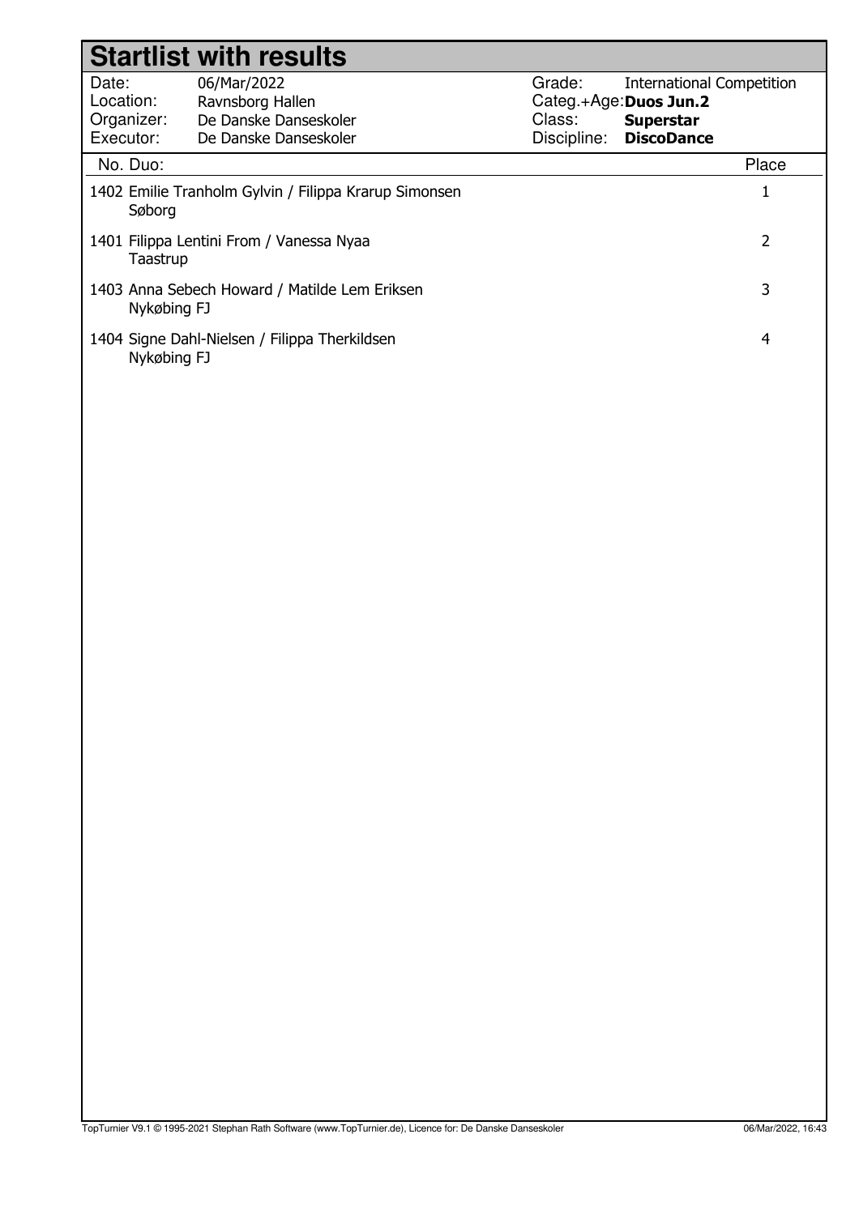# Startlist with results

| | | | |
|---|---|---|---|
| Date: | 06/Mar/2022 | Grade: | International Competition |
| Location: | Ravnsborg Hallen | Categ.+Age: | **Duos Jun.2** |
| Organizer: | De Danske Danseskoler | Class: | **Superstar** |
| Executor: | De Danske Danseskoler | Discipline: | **DiscoDance** |

| No. | Duo: | Place |
|---|---|---|
| 1402 | Emilie Tranholm Gylvin / Filippa Krarup Simonsen<br>Søborg | 1 |
| 1401 | Filippa Lentini From / Vanessa Nyaa<br>Taastrup | 2 |
| 1403 | Anna Sebech Howard / Matilde Lem Eriksen<br>Nykøbing FJ | 3 |
| 1404 | Signe Dahl-Nielsen / Filippa Therkildsen<br>Nykøbing FJ | 4 |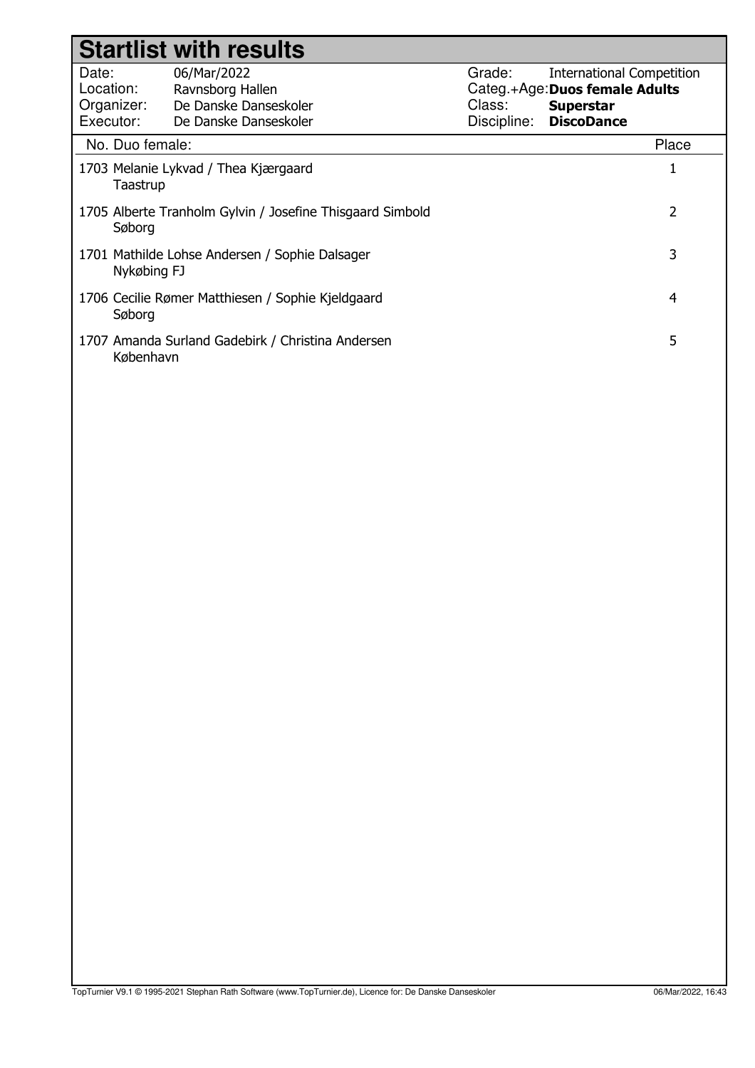# Startlist with results

| | | | |
|---|---|---|---|
| Date: | 06/Mar/2022 | Grade: | International Competition |
| Location: | Ravnsborg Hallen | Categ.+Age: | **Duos female Adults** |
| Organizer: | De Danske Danseskoler | Class: | **Superstar** |
| Executor: | De Danske Danseskoler | Discipline: | **DiscoDance** |

| No. | Duo female: | Place |
|---|---|---|
| 1703 | Melanie Lykvad / Thea Kjærgaard<br>Taastrup | 1 |
| 1705 | Alberte Tranholm Gylvin / Josefine Thisgaard Simbold<br>Søborg | 2 |
| 1701 | Mathilde Lohse Andersen / Sophie Dalsager<br>Nykøbing FJ | 3 |
| 1706 | Cecilie Rømer Matthiesen / Sophie Kjeldgaard<br>Søborg | 4 |
| 1707 | Amanda Surland Gadebirk / Christina Andersen<br>København | 5 |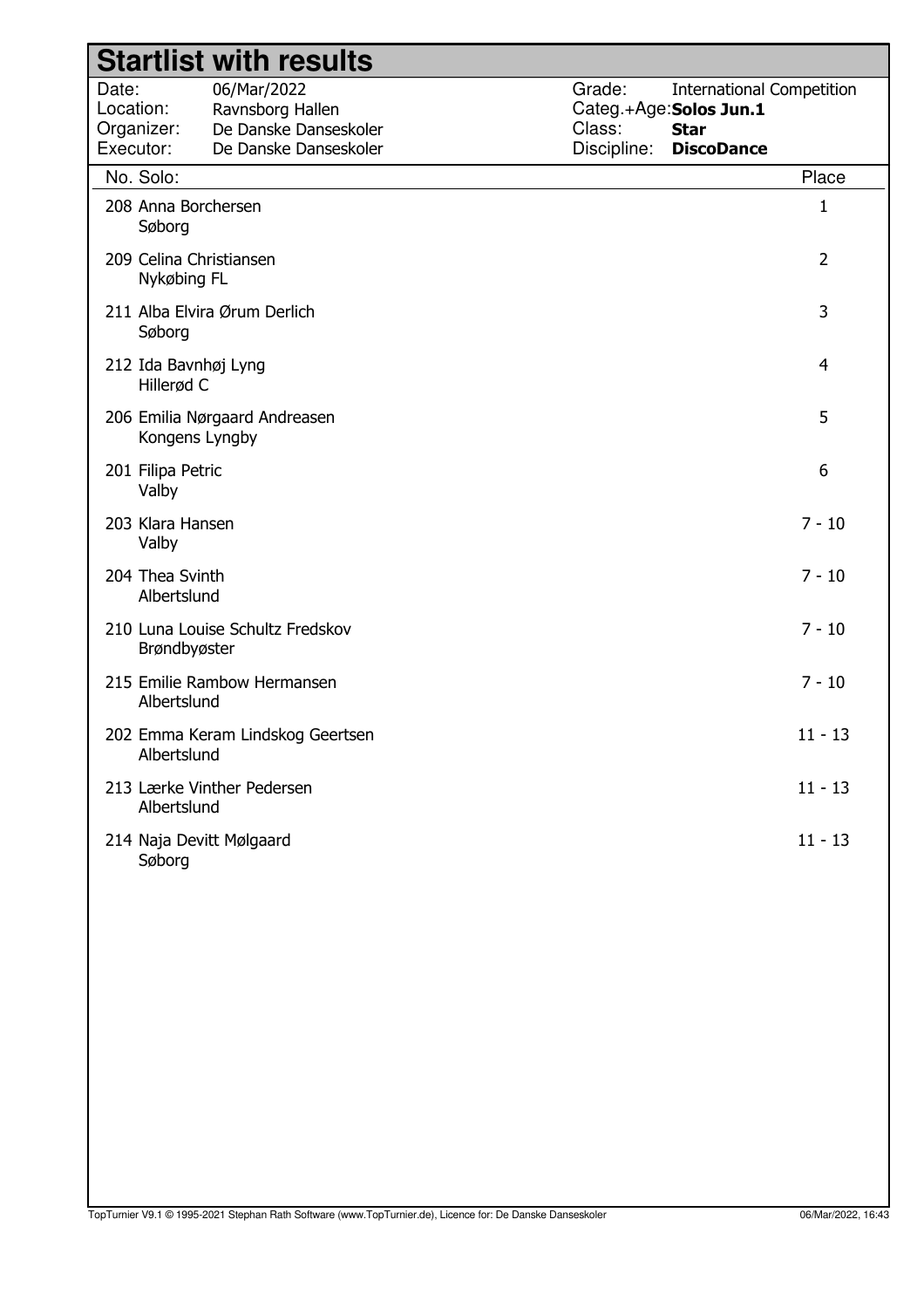# Startlist with results

| | | | |
|---|---|---|---|
| Date: | 06/Mar/2022 | Grade: | International Competition |
| Location: | Ravnsborg Hallen | Categ.+Age: | **Solos Jun.1** |
| Organizer: | De Danske Danseskoler | Class: | **Star** |
| Executor: | De Danske Danseskoler | Discipline: | **DiscoDance** |

| No. | Solo: | Place |
|---|---|---|
| 208 | Anna Borchersen<br>Søborg | 1 |
| 209 | Celina Christiansen<br>Nykøbing FL | 2 |
| 211 | Alba Elvira Ørum Derlich<br>Søborg | 3 |
| 212 | Ida Bavnhøj Lyng<br>Hillerød C | 4 |
| 206 | Emilia Nørgaard Andreasen<br>Kongens Lyngby | 5 |
| 201 | Filipa Petric<br>Valby | 6 |
| 203 | Klara Hansen<br>Valby | 7 - 10 |
| 204 | Thea Svinth<br>Albertslund | 7 - 10 |
| 210 | Luna Louise Schultz Fredskov<br>Brøndbyøster | 7 - 10 |
| 215 | Emilie Rambow Hermansen<br>Albertslund | 7 - 10 |
| 202 | Emma Keram Lindskog Geertsen<br>Albertslund | 11 - 13 |
| 213 | Lærke Vinther Pedersen<br>Albertslund | 11 - 13 |
| 214 | Naja Devitt Mølgaard<br>Søborg | 11 - 13 |

TopTurnier V9.1 © 1995-2021 Stephan Rath Software (www.TopTurnier.de), Licence for: De Danske Danseskoler 06/Mar/2022, 16:43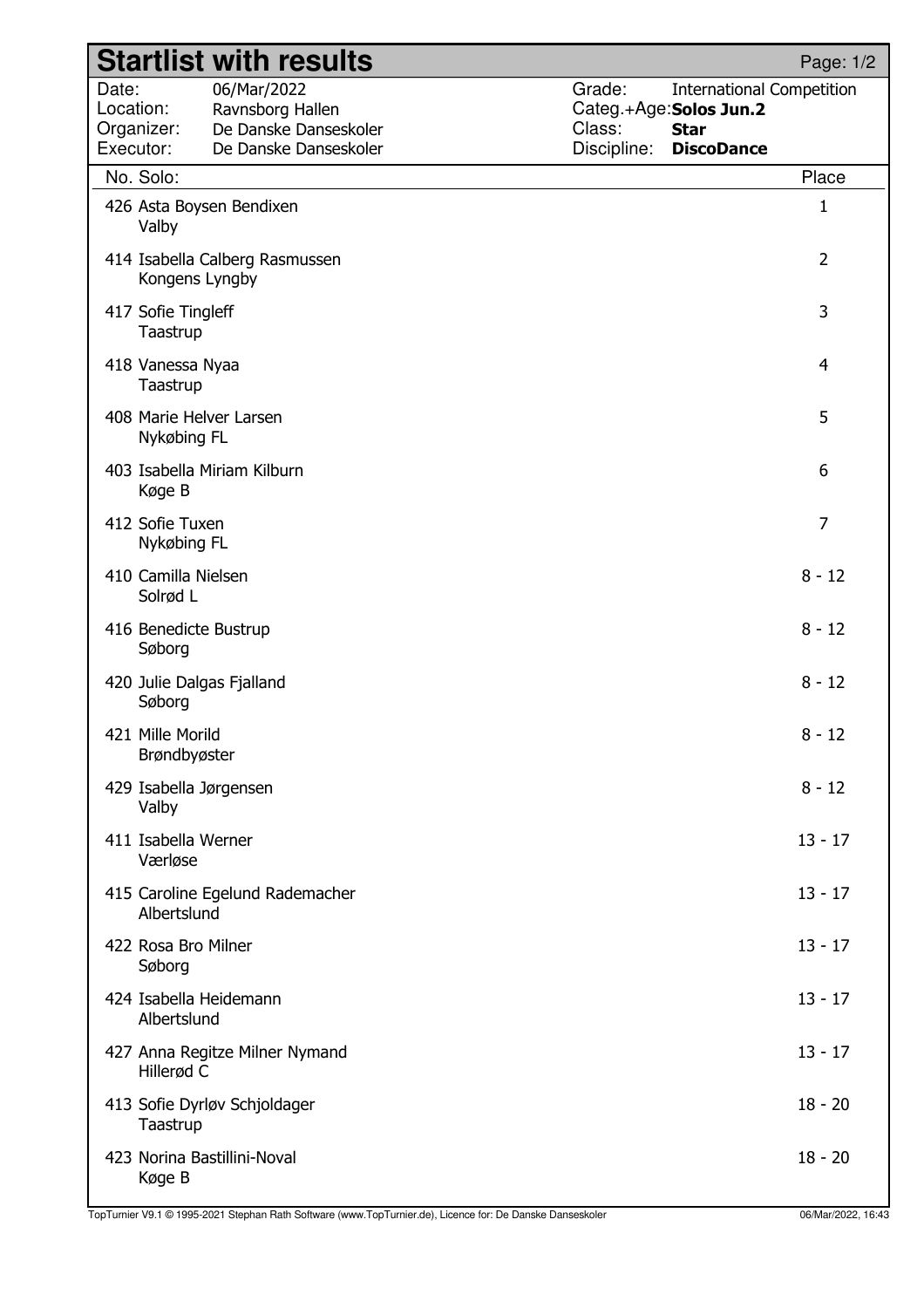# Startlist with results

Page: 1/2

| | | | |
|---|---|---|---|
| Date: | 06/Mar/2022 | Grade: | International Competition |
| Location: | Ravnsborg Hallen | Categ.+Age: | **Solos Jun.2** |
| Organizer: | De Danske Danseskoler | Class: | **Star** |
| Executor: | De Danske Danseskoler | Discipline: | **DiscoDance** |

| No. | Solo: | Place |
|---|---|---|
| 426 | Asta Boysen Bendixen<br>Valby | 1 |
| 414 | Isabella Calberg Rasmussen<br>Kongens Lyngby | 2 |
| 417 | Sofie Tingleff<br>Taastrup | 3 |
| 418 | Vanessa Nyaa<br>Taastrup | 4 |
| 408 | Marie Helver Larsen<br>Nykøbing FL | 5 |
| 403 | Isabella Miriam Kilburn<br>Køge B | 6 |
| 412 | Sofie Tuxen<br>Nykøbing FL | 7 |
| 410 | Camilla Nielsen<br>Solrød L | 8 - 12 |
| 416 | Benedicte Bustrup<br>Søborg | 8 - 12 |
| 420 | Julie Dalgas Fjalland<br>Søborg | 8 - 12 |
| 421 | Mille Morild<br>Brøndbyøster | 8 - 12 |
| 429 | Isabella Jørgensen<br>Valby | 8 - 12 |
| 411 | Isabella Werner<br>Værløse | 13 - 17 |
| 415 | Caroline Egelund Rademacher<br>Albertslund | 13 - 17 |
| 422 | Rosa Bro Milner<br>Søborg | 13 - 17 |
| 424 | Isabella Heidemann<br>Albertslund | 13 - 17 |
| 427 | Anna Regitze Milner Nymand<br>Hillerød C | 13 - 17 |
| 413 | Sofie Dyrløv Schjoldager<br>Taastrup | 18 - 20 |
| 423 | Norina Bastillini-Noval<br>Køge B | 18 - 20 |

TopTurnier V9.1 © 1995-2021 Stephan Rath Software (www.TopTurnier.de), Licence for: De Danske Danseskoler — 06/Mar/2022, 16:43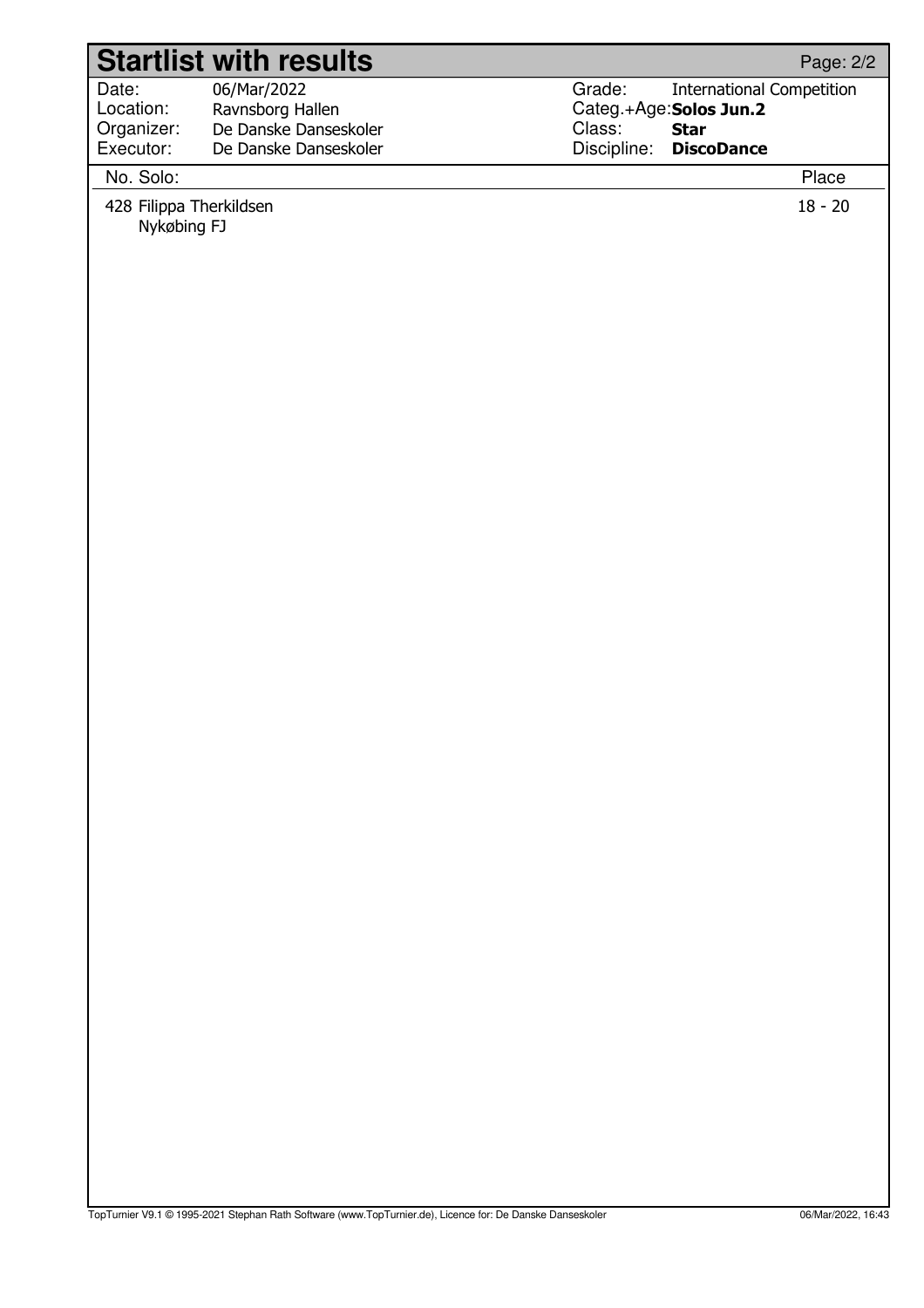# Startlist with results

| Date: | 06/Mar/2022 | Grade: | International Competition |
|---|---|---|---|
| Location: | Ravnsborg Hallen | Categ.+Age: | **Solos Jun.2** |
| Organizer: | De Danske Danseskoler | Class: | **Star** |
| Executor: | De Danske Danseskoler | Discipline: | **DiscoDance** |

| No. Solo: | Place |
|---|---|
| 428 Filippa Therkildsen<br>Nykøbing FJ | 18 - 20 |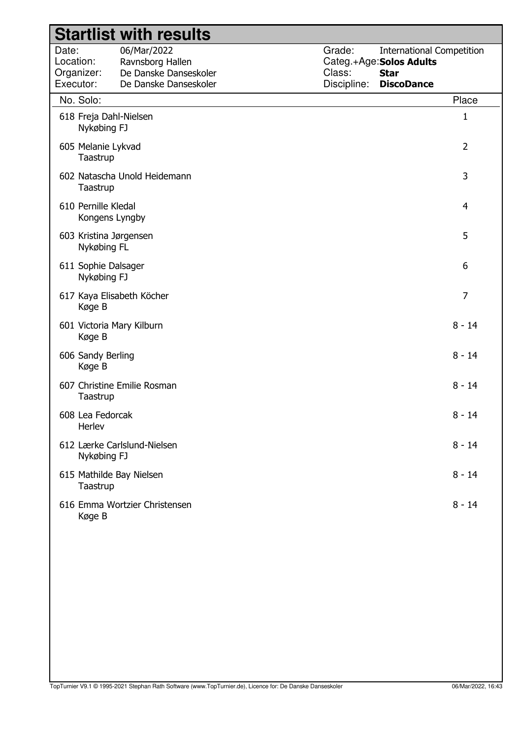# Startlist with results

| | | | |
|---|---|---|---|
| Date: | 06/Mar/2022 | Grade: | International Competition |
| Location: | Ravnsborg Hallen | Categ.+Age: | **Solos Adults** |
| Organizer: | De Danske Danseskoler | Class: | **Star** |
| Executor: | De Danske Danseskoler | Discipline: | **DiscoDance** |

| No. | Solo: | Place |
|---|---|---|
| 618 | Freja Dahl-Nielsen<br>Nykøbing FJ | 1 |
| 605 | Melanie Lykvad<br>Taastrup | 2 |
| 602 | Natascha Unold Heidemann<br>Taastrup | 3 |
| 610 | Pernille Kledal<br>Kongens Lyngby | 4 |
| 603 | Kristina Jørgensen<br>Nykøbing FL | 5 |
| 611 | Sophie Dalsager<br>Nykøbing FJ | 6 |
| 617 | Kaya Elisabeth Köcher<br>Køge B | 7 |
| 601 | Victoria Mary Kilburn<br>Køge B | 8 - 14 |
| 606 | Sandy Berling<br>Køge B | 8 - 14 |
| 607 | Christine Emilie Rosman<br>Taastrup | 8 - 14 |
| 608 | Lea Fedorcak<br>Herlev | 8 - 14 |
| 612 | Lærke Carlslund-Nielsen<br>Nykøbing FJ | 8 - 14 |
| 615 | Mathilde Bay Nielsen<br>Taastrup | 8 - 14 |
| 616 | Emma Wortzier Christensen<br>Køge B | 8 - 14 |

TopTurnier V9.1 © 1995-2021 Stephan Rath Software (www.TopTurnier.de), Licence for: De Danske Danseskoler 06/Mar/2022, 16:43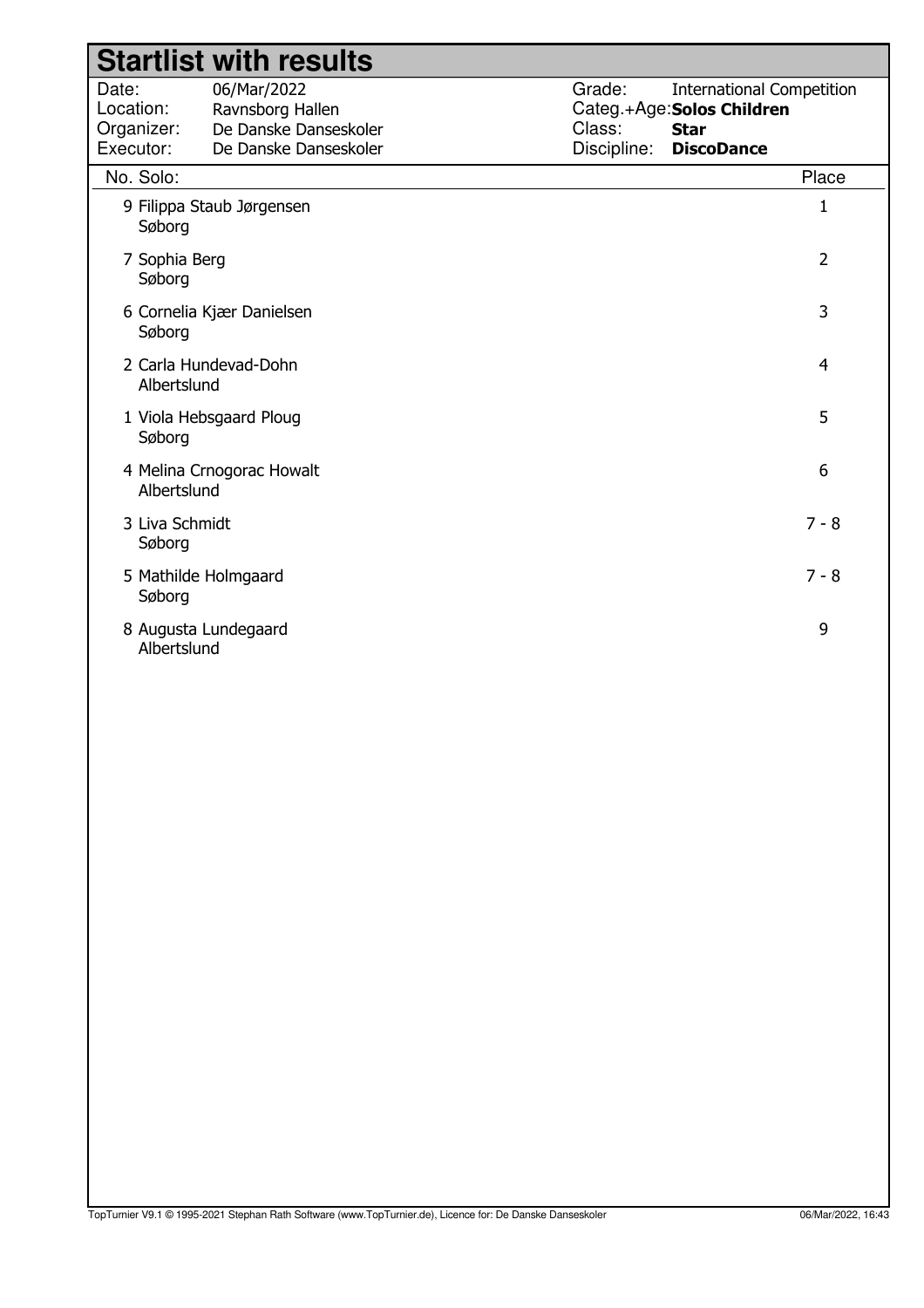# Startlist with results

| | | | |
|---|---|---|---|
| Date: | 06/Mar/2022 | Grade: | International Competition |
| Location: | Ravnsborg Hallen | Categ.+Age: | **Solos Children** |
| Organizer: | De Danske Danseskoler | Class: | **Star** |
| Executor: | De Danske Danseskoler | Discipline: | **DiscoDance** |

| No. | Solo: | Place |
|---|---|---|
| 9 | Filippa Staub Jørgensen<br>Søborg | 1 |
| 7 | Sophia Berg<br>Søborg | 2 |
| 6 | Cornelia Kjær Danielsen<br>Søborg | 3 |
| 2 | Carla Hundevad-Dohn<br>Albertslund | 4 |
| 1 | Viola Hebsgaard Ploug<br>Søborg | 5 |
| 4 | Melina Crnogorac Howalt<br>Albertslund | 6 |
| 3 | Liva Schmidt<br>Søborg | 7 - 8 |
| 5 | Mathilde Holmgaard<br>Søborg | 7 - 8 |
| 8 | Augusta Lundegaard<br>Albertslund | 9 |

TopTurnier V9.1 © 1995-2021 Stephan Rath Software (www.TopTurnier.de), Licence for: De Danske Danseskoler 06/Mar/2022, 16:43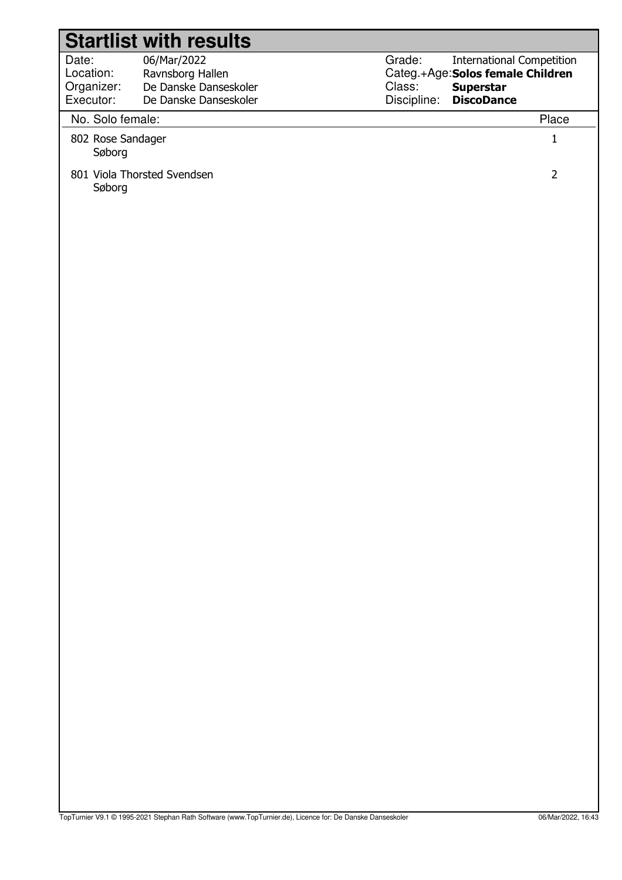# Startlist with results

| | | | |
|---|---|---|---|
| Date: | 06/Mar/2022 | Grade: | International Competition |
| Location: | Ravnsborg Hallen | Categ.+Age: | **Solos female Children** |
| Organizer: | De Danske Danseskoler | Class: | **Superstar** |
| Executor: | De Danske Danseskoler | Discipline: | **DiscoDance** |

| No. Solo female: | Place |
|---|---|
| 802 Rose Sandager<br>Søborg | 1 |
| 801 Viola Thorsted Svendsen<br>Søborg | 2 |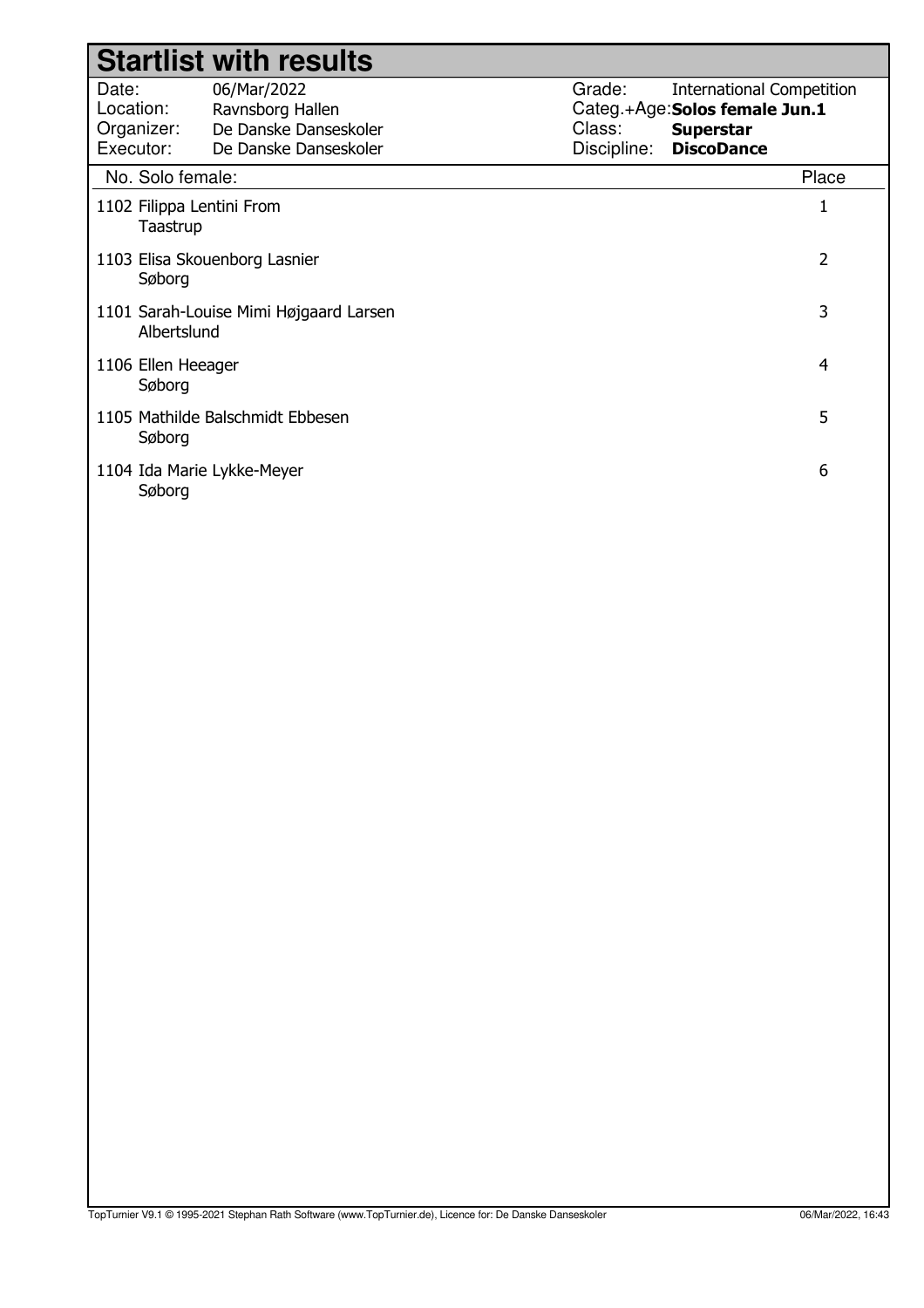# Startlist with results

| | | | |
|---|---|---|---|
| Date: | 06/Mar/2022 | Grade: | International Competition |
| Location: | Ravnsborg Hallen | Categ.+Age: | **Solos female Jun.1** |
| Organizer: | De Danske Danseskoler | Class: | **Superstar** |
| Executor: | De Danske Danseskoler | Discipline: | **DiscoDance** |

| No. | Solo female: | Place |
|---|---|---|
| 1102 | Filippa Lentini From<br>Taastrup | 1 |
| 1103 | Elisa Skouenborg Lasnier<br>Søborg | 2 |
| 1101 | Sarah-Louise Mimi Højgaard Larsen<br>Albertslund | 3 |
| 1106 | Ellen Heeager<br>Søborg | 4 |
| 1105 | Mathilde Balschmidt Ebbesen<br>Søborg | 5 |
| 1104 | Ida Marie Lykke-Meyer<br>Søborg | 6 |

TopTurnier V9.1 © 1995-2021 Stephan Rath Software (www.TopTurnier.de), Licence for: De Danske Danseskoler 06/Mar/2022, 16:43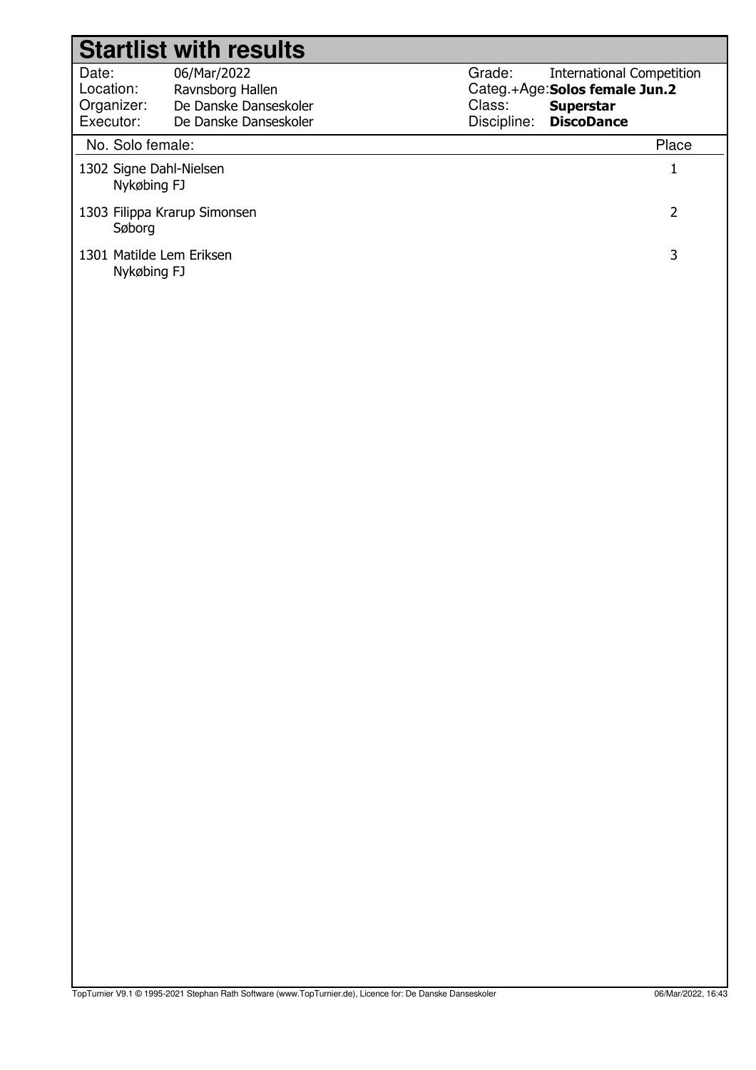# Startlist with results

| | | | |
|---|---|---|---|
| Date: | 06/Mar/2022 | Grade: | International Competition |
| Location: | Ravnsborg Hallen | Categ.+Age: | **Solos female Jun.2** |
| Organizer: | De Danske Danseskoler | Class: | **Superstar** |
| Executor: | De Danske Danseskoler | Discipline: | **DiscoDance** |

| No. Solo female: | Place |
|---|---|
| 1302 Signe Dahl-Nielsen<br>Nykøbing FJ | 1 |
| 1303 Filippa Krarup Simonsen<br>Søborg | 2 |
| 1301 Matilde Lem Eriksen<br>Nykøbing FJ | 3 |

TopTurnier V9.1 © 1995-2021 Stephan Rath Software (www.TopTurnier.de), Licence for: De Danske Danseskoler 06/Mar/2022, 16:43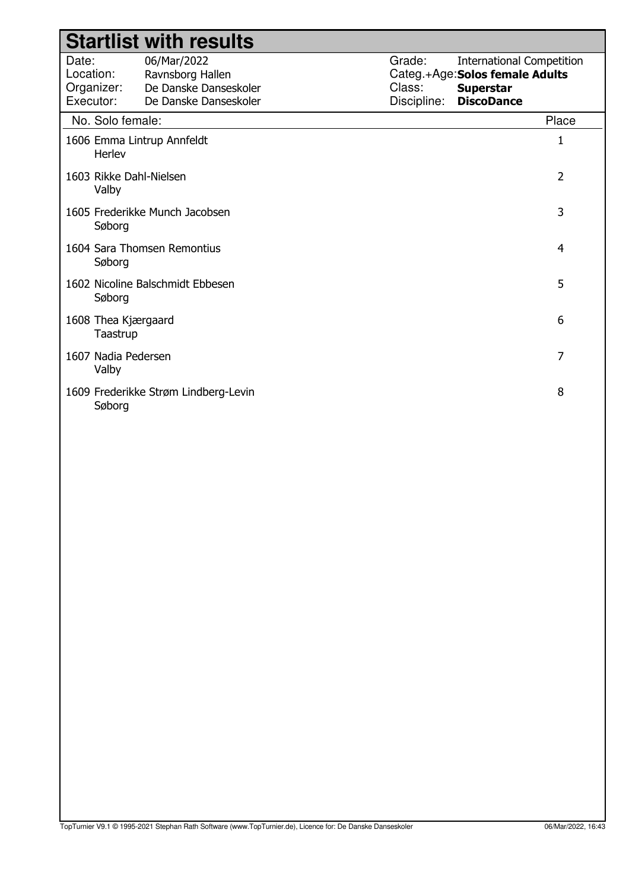# Startlist with results

| | | | |
|---|---|---|---|
| Date: | 06/Mar/2022 | Grade: | International Competition |
| Location: | Ravnsborg Hallen | Categ.+Age: | **Solos female Adults** |
| Organizer: | De Danske Danseskoler | Class: | **Superstar** |
| Executor: | De Danske Danseskoler | Discipline: | **DiscoDance** |

| No. | Solo female: | Place |
|---|---|---|
| 1606 | Emma Lintrup Annfeldt<br>Herlev | 1 |
| 1603 | Rikke Dahl-Nielsen<br>Valby | 2 |
| 1605 | Frederikke Munch Jacobsen<br>Søborg | 3 |
| 1604 | Sara Thomsen Remontius<br>Søborg | 4 |
| 1602 | Nicoline Balschmidt Ebbesen<br>Søborg | 5 |
| 1608 | Thea Kjærgaard<br>Taastrup | 6 |
| 1607 | Nadia Pedersen<br>Valby | 7 |
| 1609 | Frederikke Strøm Lindberg-Levin<br>Søborg | 8 |

TopTurnier V9.1 © 1995-2021 Stephan Rath Software (www.TopTurnier.de), Licence for: De Danske Danseskoler 06/Mar/2022, 16:43